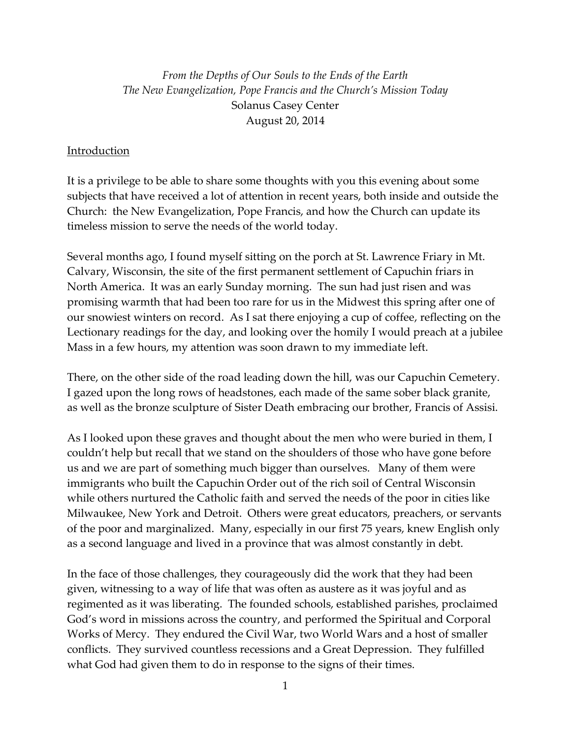*From the Depths of Our Souls to the Ends of the Earth*
*The New Evangelization, Pope Francis and the Church's Mission Today*
Solanus Casey Center
August 20, 2014

## Introduction

It is a privilege to be able to share some thoughts with you this evening about some subjects that have received a lot of attention in recent years, both inside and outside the Church: the New Evangelization, Pope Francis, and how the Church can update its timeless mission to serve the needs of the world today.

Several months ago, I found myself sitting on the porch at St. Lawrence Friary in Mt. Calvary, Wisconsin, the site of the first permanent settlement of Capuchin friars in North America. It was an early Sunday morning. The sun had just risen and was promising warmth that had been too rare for us in the Midwest this spring after one of our snowiest winters on record. As I sat there enjoying a cup of coffee, reflecting on the Lectionary readings for the day, and looking over the homily I would preach at a jubilee Mass in a few hours, my attention was soon drawn to my immediate left.

There, on the other side of the road leading down the hill, was our Capuchin Cemetery. I gazed upon the long rows of headstones, each made of the same sober black granite, as well as the bronze sculpture of Sister Death embracing our brother, Francis of Assisi.

As I looked upon these graves and thought about the men who were buried in them, I couldn't help but recall that we stand on the shoulders of those who have gone before us and we are part of something much bigger than ourselves. Many of them were immigrants who built the Capuchin Order out of the rich soil of Central Wisconsin while others nurtured the Catholic faith and served the needs of the poor in cities like Milwaukee, New York and Detroit. Others were great educators, preachers, or servants of the poor and marginalized. Many, especially in our first 75 years, knew English only as a second language and lived in a province that was almost constantly in debt.

In the face of those challenges, they courageously did the work that they had been given, witnessing to a way of life that was often as austere as it was joyful and as regimented as it was liberating. The founded schools, established parishes, proclaimed God's word in missions across the country, and performed the Spiritual and Corporal Works of Mercy. They endured the Civil War, two World Wars and a host of smaller conflicts. They survived countless recessions and a Great Depression. They fulfilled what God had given them to do in response to the signs of their times.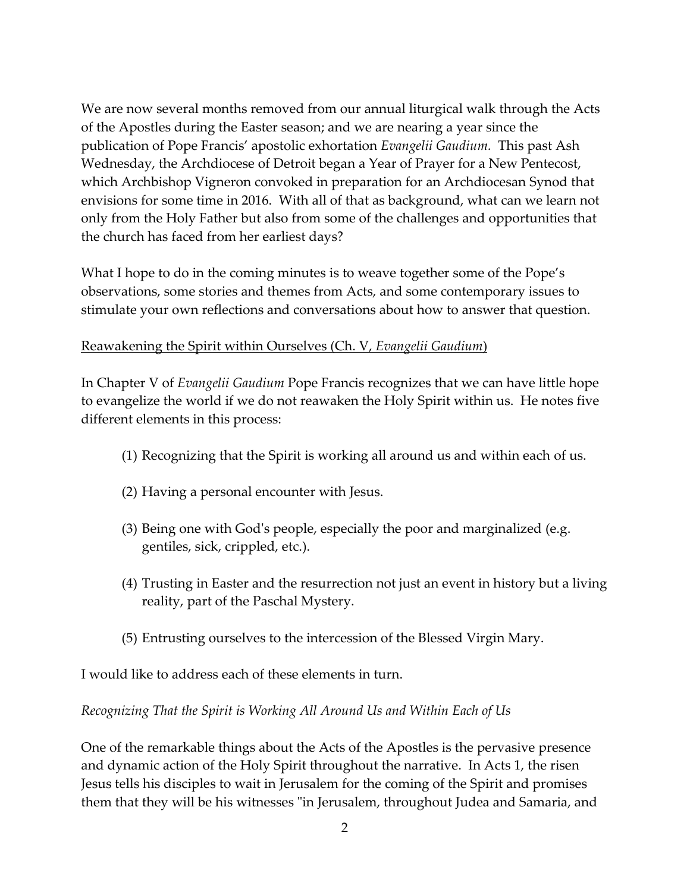We are now several months removed from our annual liturgical walk through the Acts of the Apostles during the Easter season; and we are nearing a year since the publication of Pope Francis' apostolic exhortation *Evangelii Gaudium.* This past Ash Wednesday, the Archdiocese of Detroit began a Year of Prayer for a New Pentecost, which Archbishop Vigneron convoked in preparation for an Archdiocesan Synod that envisions for some time in 2016. With all of that as background, what can we learn not only from the Holy Father but also from some of the challenges and opportunities that the church has faced from her earliest days?

What I hope to do in the coming minutes is to weave together some of the Pope's observations, some stories and themes from Acts, and some contemporary issues to stimulate your own reflections and conversations about how to answer that question.

<u>Reawakening the Spirit within Ourselves (Ch. V, *Evangelii Gaudium*)</u>

In Chapter V of *Evangelii Gaudium* Pope Francis recognizes that we can have little hope to evangelize the world if we do not reawaken the Holy Spirit within us. He notes five different elements in this process:

(1) Recognizing that the Spirit is working all around us and within each of us.

(2) Having a personal encounter with Jesus.

(3) Being one with God's people, especially the poor and marginalized (e.g. gentiles, sick, crippled, etc.).

(4) Trusting in Easter and the resurrection not just an event in history but a living reality, part of the Paschal Mystery.

(5) Entrusting ourselves to the intercession of the Blessed Virgin Mary.

I would like to address each of these elements in turn.

*Recognizing That the Spirit is Working All Around Us and Within Each of Us*

One of the remarkable things about the Acts of the Apostles is the pervasive presence and dynamic action of the Holy Spirit throughout the narrative. In Acts 1, the risen Jesus tells his disciples to wait in Jerusalem for the coming of the Spirit and promises them that they will be his witnesses "in Jerusalem, throughout Judea and Samaria, and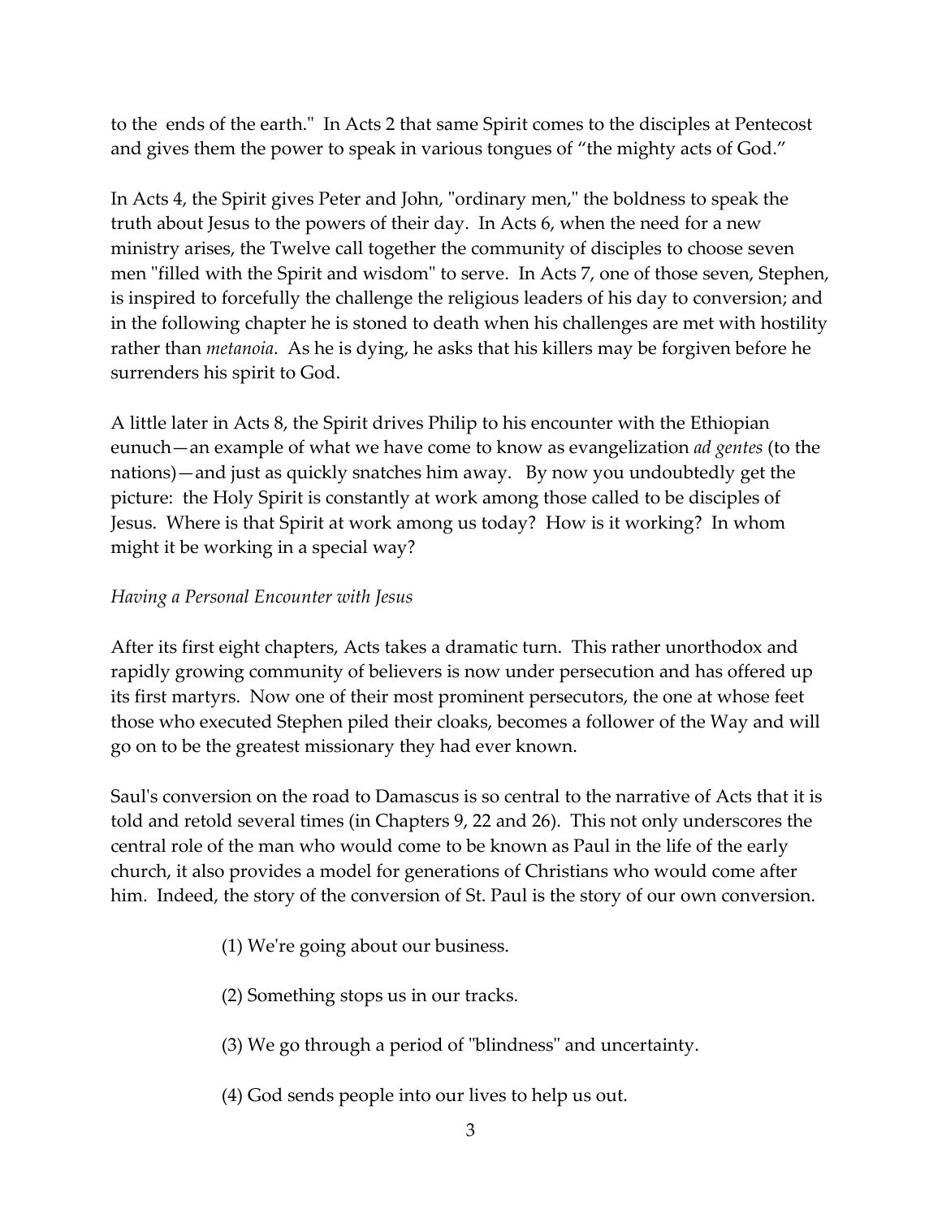to the ends of the earth." In Acts 2 that same Spirit comes to the disciples at Pentecost and gives them the power to speak in various tongues of "the mighty acts of God."

In Acts 4, the Spirit gives Peter and John, "ordinary men," the boldness to speak the truth about Jesus to the powers of their day. In Acts 6, when the need for a new ministry arises, the Twelve call together the community of disciples to choose seven men "filled with the Spirit and wisdom" to serve. In Acts 7, one of those seven, Stephen, is inspired to forcefully the challenge the religious leaders of his day to conversion; and in the following chapter he is stoned to death when his challenges are met with hostility rather than *metanoia*. As he is dying, he asks that his killers may be forgiven before he surrenders his spirit to God.

A little later in Acts 8, the Spirit drives Philip to his encounter with the Ethiopian eunuch—an example of what we have come to know as evangelization *ad gentes* (to the nations)—and just as quickly snatches him away. By now you undoubtedly get the picture: the Holy Spirit is constantly at work among those called to be disciples of Jesus. Where is that Spirit at work among us today? How is it working? In whom might it be working in a special way?

*Having a Personal Encounter with Jesus*

After its first eight chapters, Acts takes a dramatic turn. This rather unorthodox and rapidly growing community of believers is now under persecution and has offered up its first martyrs. Now one of their most prominent persecutors, the one at whose feet those who executed Stephen piled their cloaks, becomes a follower of the Way and will go on to be the greatest missionary they had ever known.

Saul's conversion on the road to Damascus is so central to the narrative of Acts that it is told and retold several times (in Chapters 9, 22 and 26). This not only underscores the central role of the man who would come to be known as Paul in the life of the early church, it also provides a model for generations of Christians who would come after him. Indeed, the story of the conversion of St. Paul is the story of our own conversion.

(1) We're going about our business.

(2) Something stops us in our tracks.

(3) We go through a period of "blindness" and uncertainty.

(4) God sends people into our lives to help us out.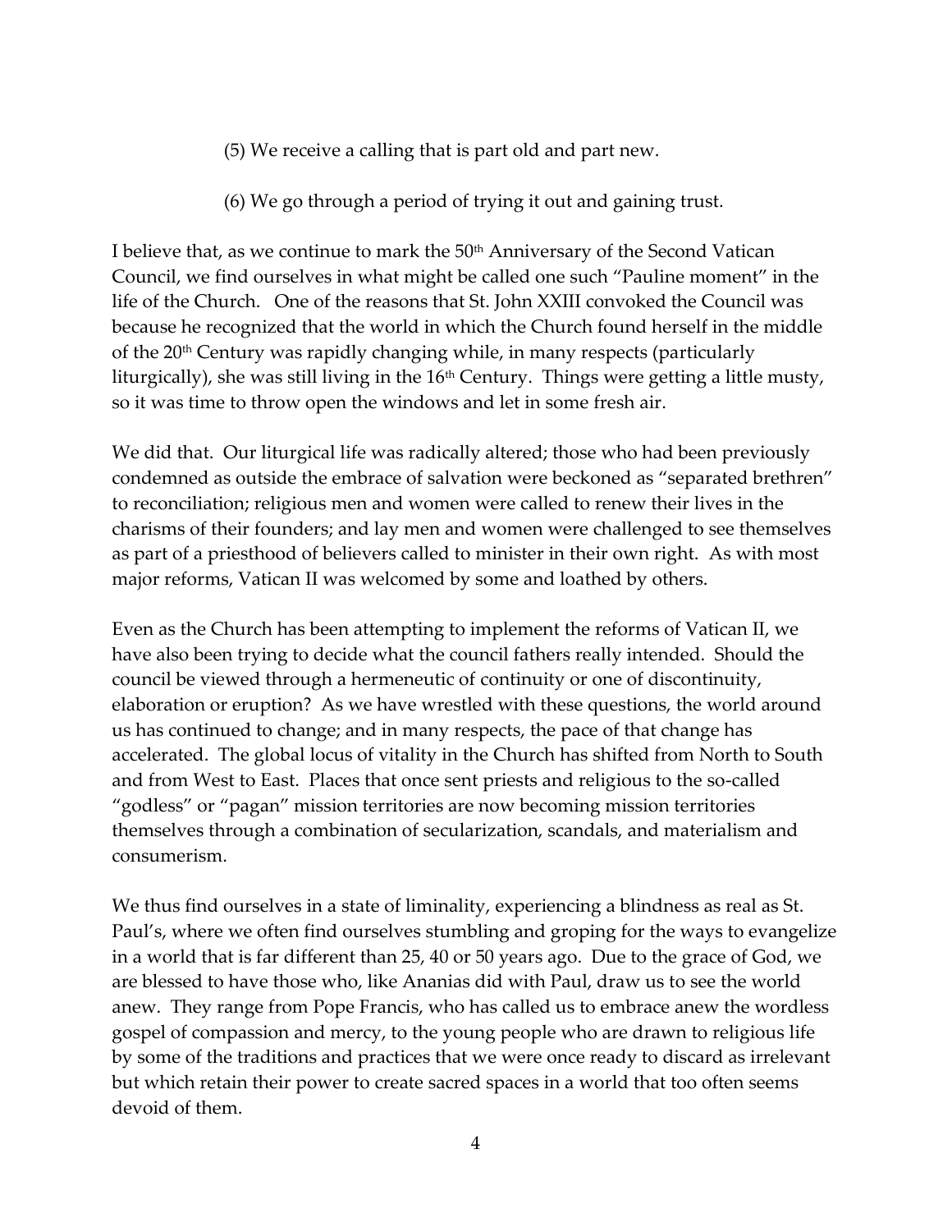(5) We receive a calling that is part old and part new.

(6) We go through a period of trying it out and gaining trust.

I believe that, as we continue to mark the 50th Anniversary of the Second Vatican Council, we find ourselves in what might be called one such "Pauline moment" in the life of the Church. One of the reasons that St. John XXIII convoked the Council was because he recognized that the world in which the Church found herself in the middle of the 20th Century was rapidly changing while, in many respects (particularly liturgically), she was still living in the 16th Century. Things were getting a little musty, so it was time to throw open the windows and let in some fresh air.

We did that. Our liturgical life was radically altered; those who had been previously condemned as outside the embrace of salvation were beckoned as "separated brethren" to reconciliation; religious men and women were called to renew their lives in the charisms of their founders; and lay men and women were challenged to see themselves as part of a priesthood of believers called to minister in their own right. As with most major reforms, Vatican II was welcomed by some and loathed by others.

Even as the Church has been attempting to implement the reforms of Vatican II, we have also been trying to decide what the council fathers really intended. Should the council be viewed through a hermeneutic of continuity or one of discontinuity, elaboration or eruption? As we have wrestled with these questions, the world around us has continued to change; and in many respects, the pace of that change has accelerated. The global locus of vitality in the Church has shifted from North to South and from West to East. Places that once sent priests and religious to the so-called "godless" or "pagan" mission territories are now becoming mission territories themselves through a combination of secularization, scandals, and materialism and consumerism.

We thus find ourselves in a state of liminality, experiencing a blindness as real as St. Paul's, where we often find ourselves stumbling and groping for the ways to evangelize in a world that is far different than 25, 40 or 50 years ago. Due to the grace of God, we are blessed to have those who, like Ananias did with Paul, draw us to see the world anew. They range from Pope Francis, who has called us to embrace anew the wordless gospel of compassion and mercy, to the young people who are drawn to religious life by some of the traditions and practices that we were once ready to discard as irrelevant but which retain their power to create sacred spaces in a world that too often seems devoid of them.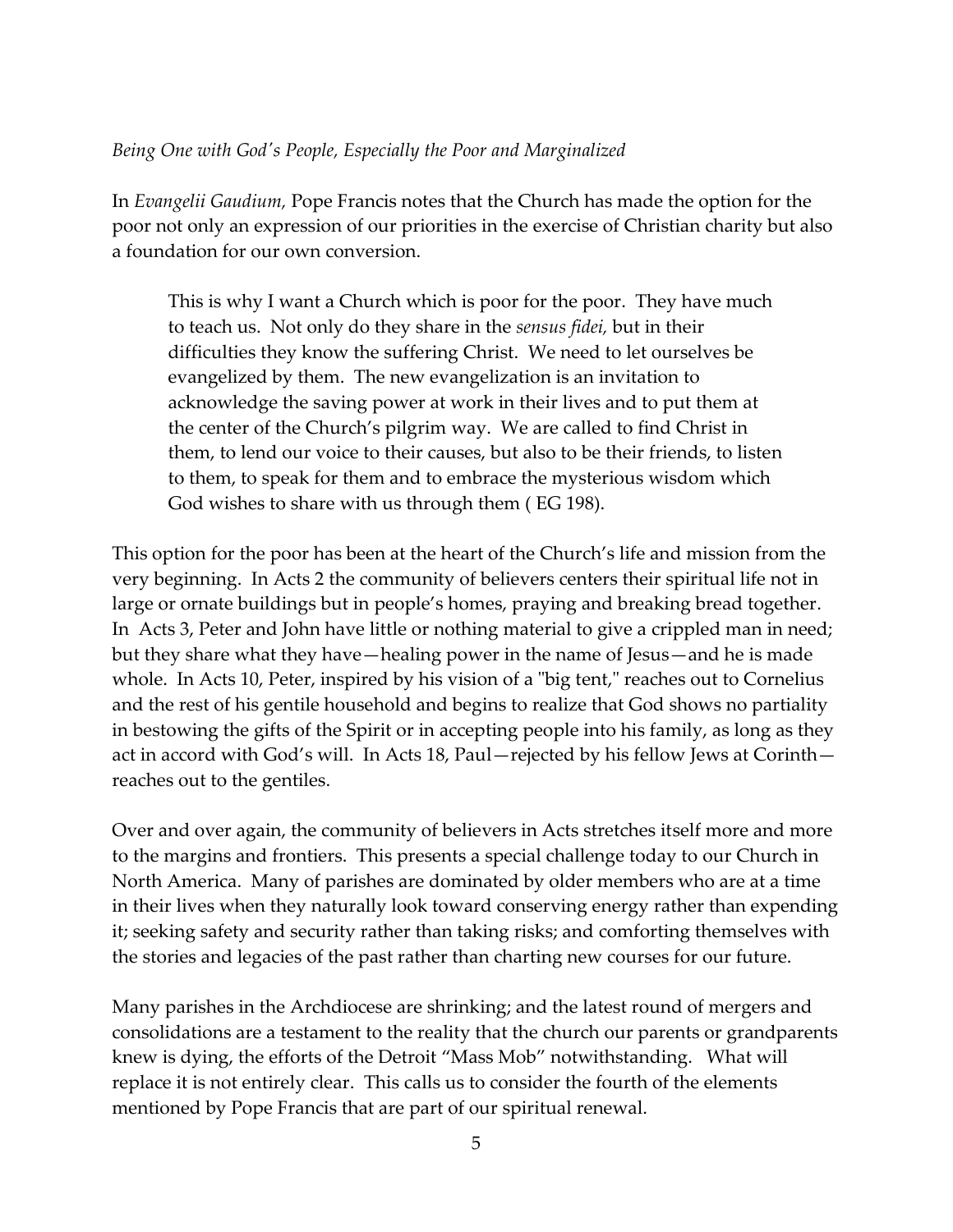*Being One with God's People, Especially the Poor and Marginalized*

In *Evangelii Gaudium,* Pope Francis notes that the Church has made the option for the poor not only an expression of our priorities in the exercise of Christian charity but also a foundation for our own conversion.

> This is why I want a Church which is poor for the poor. They have much to teach us. Not only do they share in the *sensus fidei,* but in their difficulties they know the suffering Christ. We need to let ourselves be evangelized by them. The new evangelization is an invitation to acknowledge the saving power at work in their lives and to put them at the center of the Church's pilgrim way. We are called to find Christ in them, to lend our voice to their causes, but also to be their friends, to listen to them, to speak for them and to embrace the mysterious wisdom which God wishes to share with us through them ( EG 198).

This option for the poor has been at the heart of the Church's life and mission from the very beginning. In Acts 2 the community of believers centers their spiritual life not in large or ornate buildings but in people's homes, praying and breaking bread together. In Acts 3, Peter and John have little or nothing material to give a crippled man in need; but they share what they have—healing power in the name of Jesus—and he is made whole. In Acts 10, Peter, inspired by his vision of a "big tent," reaches out to Cornelius and the rest of his gentile household and begins to realize that God shows no partiality in bestowing the gifts of the Spirit or in accepting people into his family, as long as they act in accord with God's will. In Acts 18, Paul—rejected by his fellow Jews at Corinth—reaches out to the gentiles.

Over and over again, the community of believers in Acts stretches itself more and more to the margins and frontiers. This presents a special challenge today to our Church in North America. Many of parishes are dominated by older members who are at a time in their lives when they naturally look toward conserving energy rather than expending it; seeking safety and security rather than taking risks; and comforting themselves with the stories and legacies of the past rather than charting new courses for our future.

Many parishes in the Archdiocese are shrinking; and the latest round of mergers and consolidations are a testament to the reality that the church our parents or grandparents knew is dying, the efforts of the Detroit "Mass Mob" notwithstanding. What will replace it is not entirely clear. This calls us to consider the fourth of the elements mentioned by Pope Francis that are part of our spiritual renewal.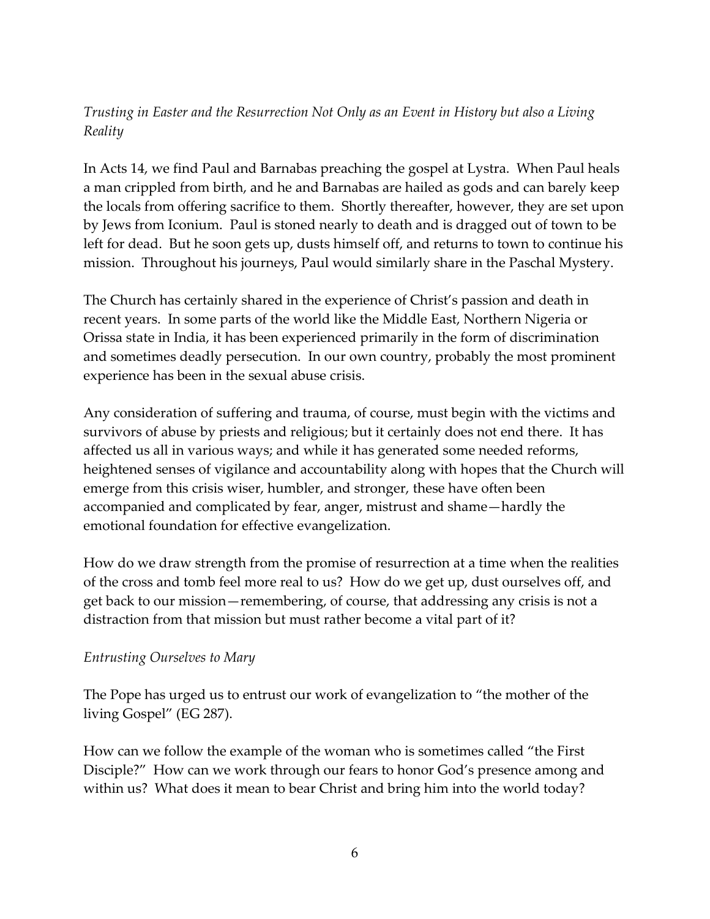*Trusting in Easter and the Resurrection Not Only as an Event in History but also a Living Reality*

In Acts 14, we find Paul and Barnabas preaching the gospel at Lystra. When Paul heals a man crippled from birth, and he and Barnabas are hailed as gods and can barely keep the locals from offering sacrifice to them. Shortly thereafter, however, they are set upon by Jews from Iconium. Paul is stoned nearly to death and is dragged out of town to be left for dead. But he soon gets up, dusts himself off, and returns to town to continue his mission. Throughout his journeys, Paul would similarly share in the Paschal Mystery.

The Church has certainly shared in the experience of Christ's passion and death in recent years. In some parts of the world like the Middle East, Northern Nigeria or Orissa state in India, it has been experienced primarily in the form of discrimination and sometimes deadly persecution. In our own country, probably the most prominent experience has been in the sexual abuse crisis.

Any consideration of suffering and trauma, of course, must begin with the victims and survivors of abuse by priests and religious; but it certainly does not end there. It has affected us all in various ways; and while it has generated some needed reforms, heightened senses of vigilance and accountability along with hopes that the Church will emerge from this crisis wiser, humbler, and stronger, these have often been accompanied and complicated by fear, anger, mistrust and shame—hardly the emotional foundation for effective evangelization.

How do we draw strength from the promise of resurrection at a time when the realities of the cross and tomb feel more real to us? How do we get up, dust ourselves off, and get back to our mission—remembering, of course, that addressing any crisis is not a distraction from that mission but must rather become a vital part of it?

*Entrusting Ourselves to Mary*

The Pope has urged us to entrust our work of evangelization to "the mother of the living Gospel" (EG 287).

How can we follow the example of the woman who is sometimes called "the First Disciple?" How can we work through our fears to honor God's presence among and within us? What does it mean to bear Christ and bring him into the world today?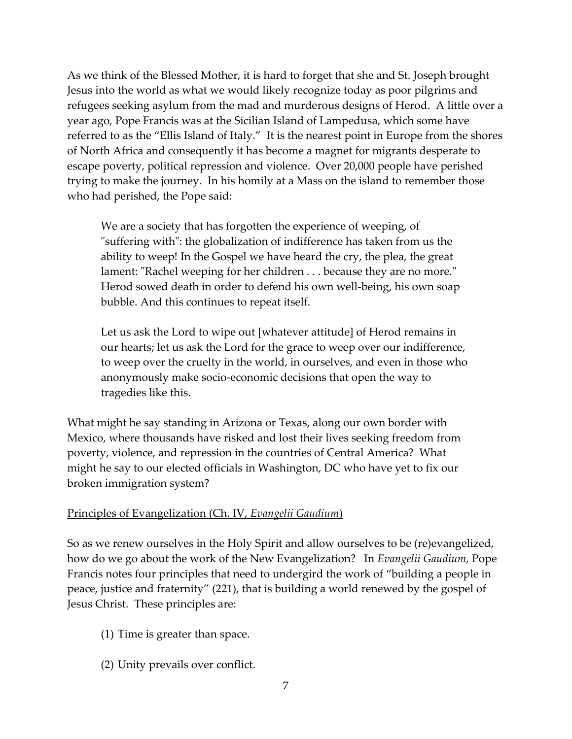As we think of the Blessed Mother, it is hard to forget that she and St. Joseph brought Jesus into the world as what we would likely recognize today as poor pilgrims and refugees seeking asylum from the mad and murderous designs of Herod. A little over a year ago, Pope Francis was at the Sicilian Island of Lampedusa, which some have referred to as the "Ellis Island of Italy." It is the nearest point in Europe from the shores of North Africa and consequently it has become a magnet for migrants desperate to escape poverty, political repression and violence. Over 20,000 people have perished trying to make the journey. In his homily at a Mass on the island to remember those who had perished, the Pope said:

> We are a society that has forgotten the experience of weeping, of "suffering with": the globalization of indifference has taken from us the ability to weep! In the Gospel we have heard the cry, the plea, the great lament: "Rachel weeping for her children . . . because they are no more." Herod sowed death in order to defend his own well-being, his own soap bubble. And this continues to repeat itself.
>
> Let us ask the Lord to wipe out [whatever attitude] of Herod remains in our hearts; let us ask the Lord for the grace to weep over our indifference, to weep over the cruelty in the world, in ourselves, and even in those who anonymously make socio-economic decisions that open the way to tragedies like this.

What might he say standing in Arizona or Texas, along our own border with Mexico, where thousands have risked and lost their lives seeking freedom from poverty, violence, and repression in the countries of Central America? What might he say to our elected officials in Washington, DC who have yet to fix our broken immigration system?

<u>Principles of Evangelization (Ch. IV, *Evangelii Gaudium*)</u>

So as we renew ourselves in the Holy Spirit and allow ourselves to be (re)evangelized, how do we go about the work of the New Evangelization? In *Evangelii Gaudium,* Pope Francis notes four principles that need to undergird the work of "building a people in peace, justice and fraternity" (221), that is building a world renewed by the gospel of Jesus Christ. These principles are:

(1) Time is greater than space.

(2) Unity prevails over conflict.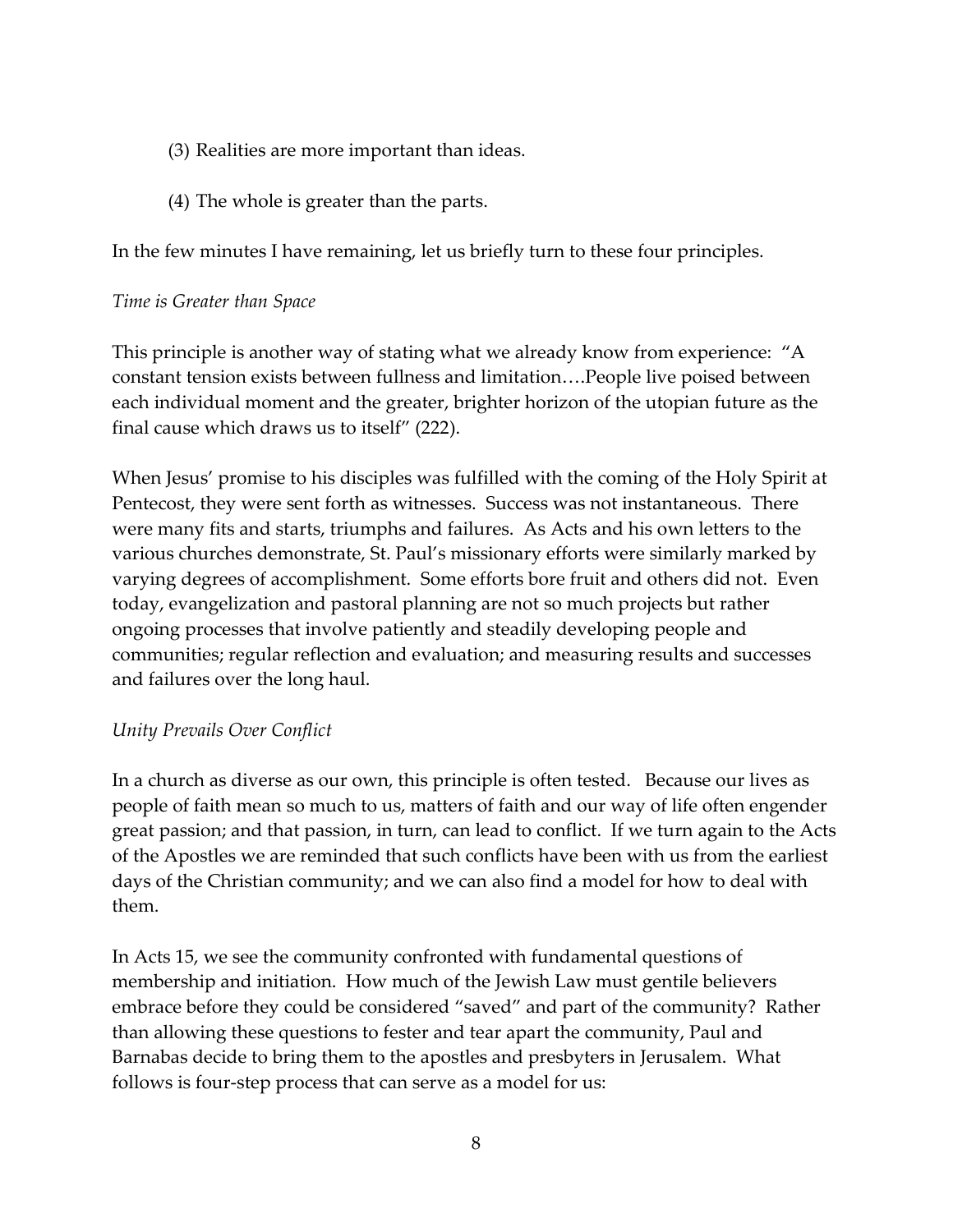(3) Realities are more important than ideas.

(4) The whole is greater than the parts.

In the few minutes I have remaining, let us briefly turn to these four principles.

*Time is Greater than Space*

This principle is another way of stating what we already know from experience: "A constant tension exists between fullness and limitation….People live poised between each individual moment and the greater, brighter horizon of the utopian future as the final cause which draws us to itself" (222).

When Jesus' promise to his disciples was fulfilled with the coming of the Holy Spirit at Pentecost, they were sent forth as witnesses. Success was not instantaneous. There were many fits and starts, triumphs and failures. As Acts and his own letters to the various churches demonstrate, St. Paul's missionary efforts were similarly marked by varying degrees of accomplishment. Some efforts bore fruit and others did not. Even today, evangelization and pastoral planning are not so much projects but rather ongoing processes that involve patiently and steadily developing people and communities; regular reflection and evaluation; and measuring results and successes and failures over the long haul.

*Unity Prevails Over Conflict*

In a church as diverse as our own, this principle is often tested. Because our lives as people of faith mean so much to us, matters of faith and our way of life often engender great passion; and that passion, in turn, can lead to conflict. If we turn again to the Acts of the Apostles we are reminded that such conflicts have been with us from the earliest days of the Christian community; and we can also find a model for how to deal with them.

In Acts 15, we see the community confronted with fundamental questions of membership and initiation. How much of the Jewish Law must gentile believers embrace before they could be considered "saved" and part of the community? Rather than allowing these questions to fester and tear apart the community, Paul and Barnabas decide to bring them to the apostles and presbyters in Jerusalem. What follows is four-step process that can serve as a model for us: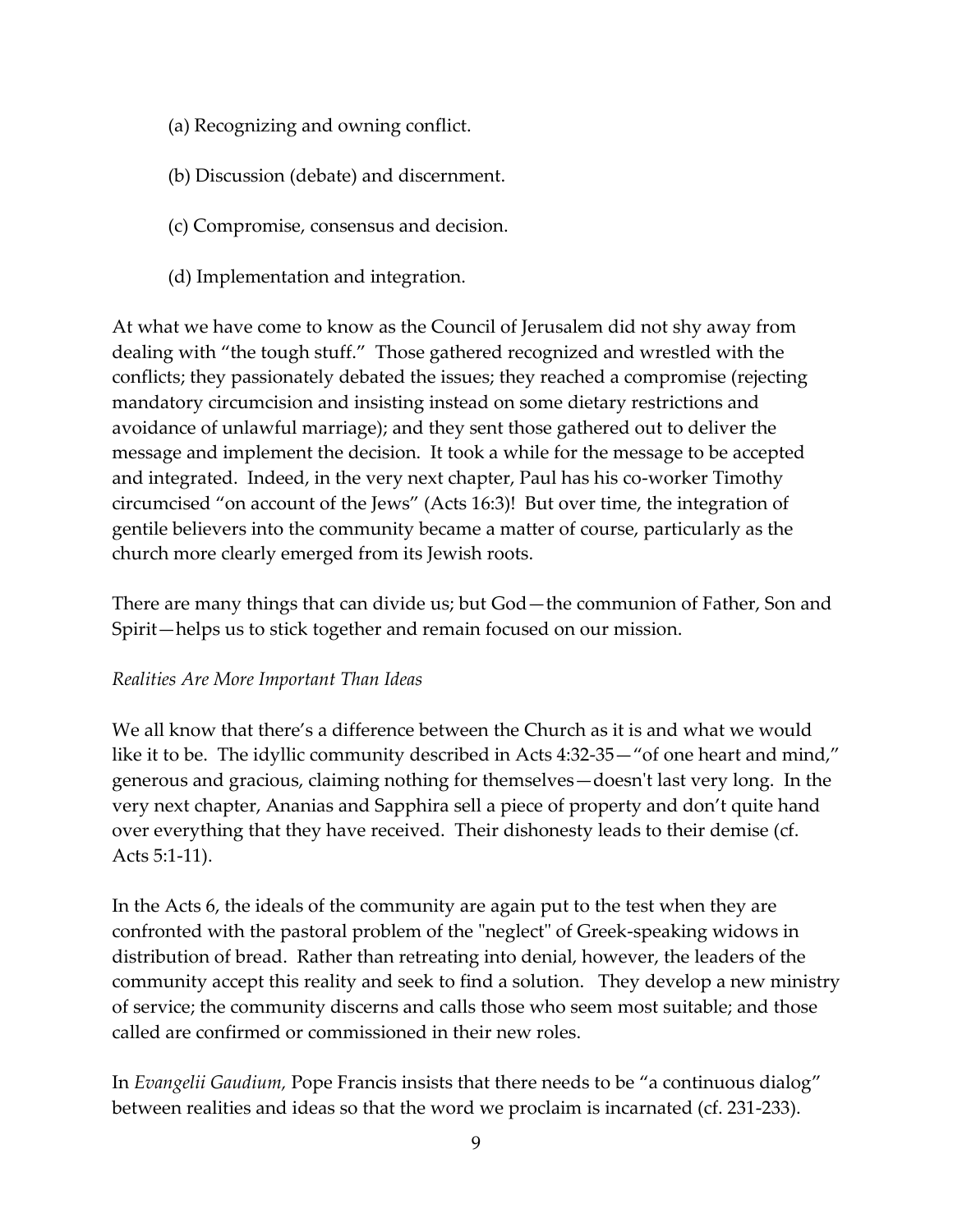(a) Recognizing and owning conflict.

(b) Discussion (debate) and discernment.

(c) Compromise, consensus and decision.

(d) Implementation and integration.

At what we have come to know as the Council of Jerusalem did not shy away from dealing with "the tough stuff." Those gathered recognized and wrestled with the conflicts; they passionately debated the issues; they reached a compromise (rejecting mandatory circumcision and insisting instead on some dietary restrictions and avoidance of unlawful marriage); and they sent those gathered out to deliver the message and implement the decision. It took a while for the message to be accepted and integrated. Indeed, in the very next chapter, Paul has his co-worker Timothy circumcised "on account of the Jews" (Acts 16:3)! But over time, the integration of gentile believers into the community became a matter of course, particularly as the church more clearly emerged from its Jewish roots.

There are many things that can divide us; but God—the communion of Father, Son and Spirit—helps us to stick together and remain focused on our mission.

*Realities Are More Important Than Ideas*

We all know that there's a difference between the Church as it is and what we would like it to be. The idyllic community described in Acts 4:32-35—"of one heart and mind," generous and gracious, claiming nothing for themselves—doesn't last very long. In the very next chapter, Ananias and Sapphira sell a piece of property and don't quite hand over everything that they have received. Their dishonesty leads to their demise (cf. Acts 5:1-11).

In the Acts 6, the ideals of the community are again put to the test when they are confronted with the pastoral problem of the "neglect" of Greek-speaking widows in distribution of bread. Rather than retreating into denial, however, the leaders of the community accept this reality and seek to find a solution. They develop a new ministry of service; the community discerns and calls those who seem most suitable; and those called are confirmed or commissioned in their new roles.

In *Evangelii Gaudium,* Pope Francis insists that there needs to be "a continuous dialog" between realities and ideas so that the word we proclaim is incarnated (cf. 231-233).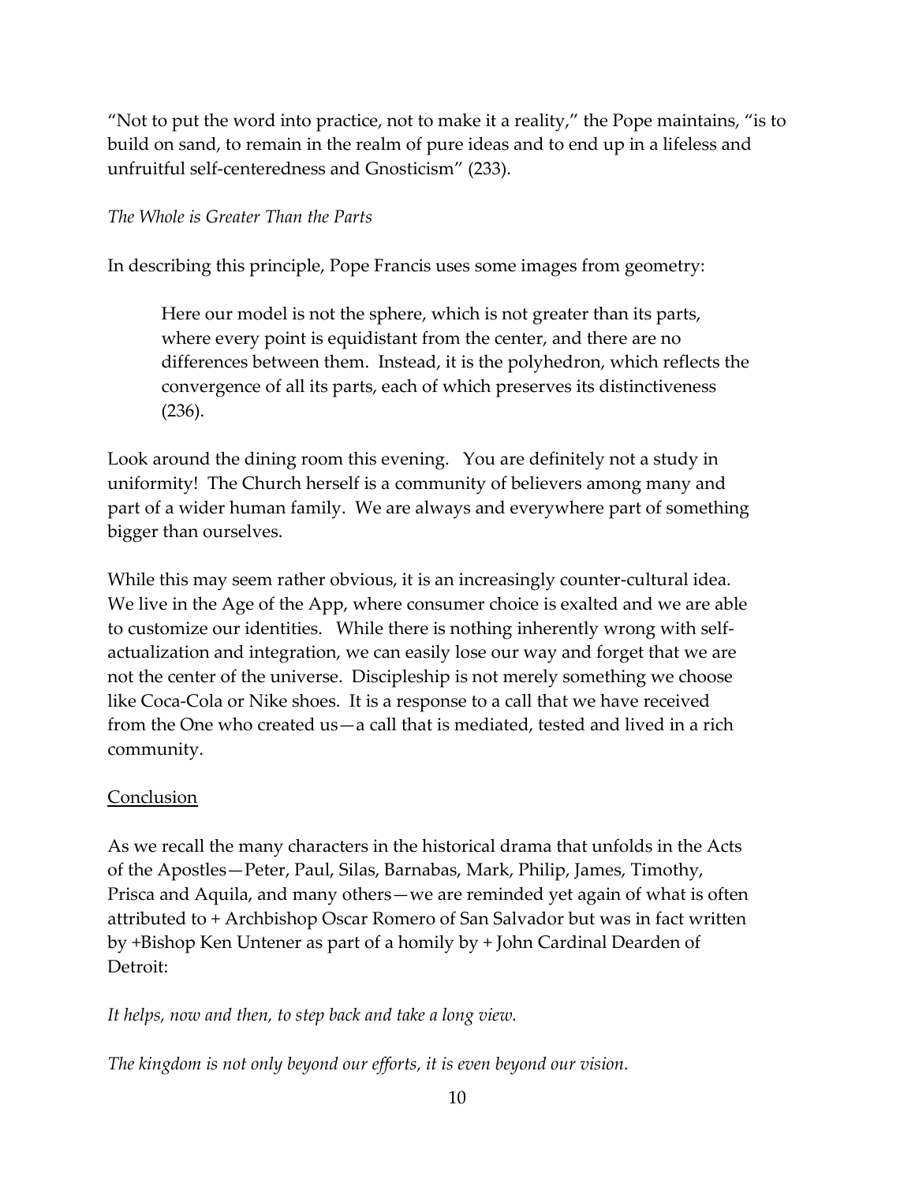"Not to put the word into practice, not to make it a reality," the Pope maintains, "is to build on sand, to remain in the realm of pure ideas and to end up in a lifeless and unfruitful self-centeredness and Gnosticism" (233).

*The Whole is Greater Than the Parts*

In describing this principle, Pope Francis uses some images from geometry:

> Here our model is not the sphere, which is not greater than its parts, where every point is equidistant from the center, and there are no differences between them. Instead, it is the polyhedron, which reflects the convergence of all its parts, each of which preserves its distinctiveness (236).

Look around the dining room this evening. You are definitely not a study in uniformity! The Church herself is a community of believers among many and part of a wider human family. We are always and everywhere part of something bigger than ourselves.

While this may seem rather obvious, it is an increasingly counter-cultural idea. We live in the Age of the App, where consumer choice is exalted and we are able to customize our identities. While there is nothing inherently wrong with self-actualization and integration, we can easily lose our way and forget that we are not the center of the universe. Discipleship is not merely something we choose like Coca-Cola or Nike shoes. It is a response to a call that we have received from the One who created us—a call that is mediated, tested and lived in a rich community.

<u>Conclusion</u>

As we recall the many characters in the historical drama that unfolds in the Acts of the Apostles—Peter, Paul, Silas, Barnabas, Mark, Philip, James, Timothy, Prisca and Aquila, and many others—we are reminded yet again of what is often attributed to + Archbishop Oscar Romero of San Salvador but was in fact written by +Bishop Ken Untener as part of a homily by + John Cardinal Dearden of Detroit:

*It helps, now and then, to step back and take a long view.*

*The kingdom is not only beyond our efforts, it is even beyond our vision.*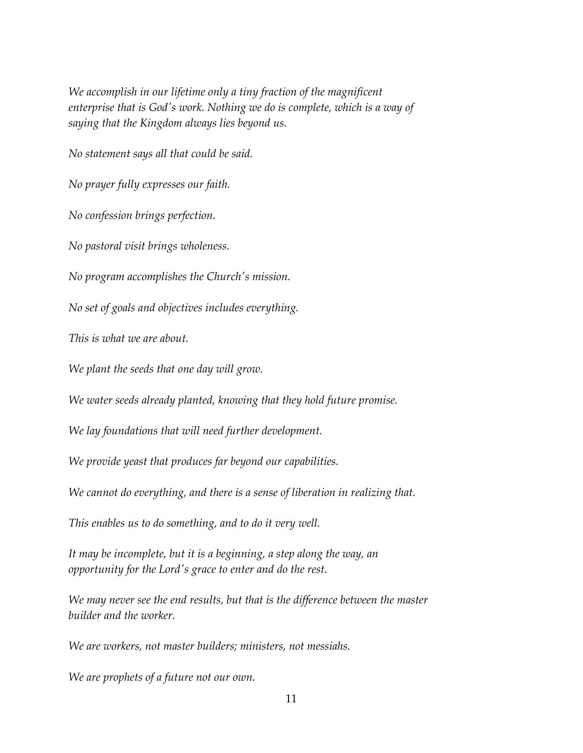*We accomplish in our lifetime only a tiny fraction of the magnificent enterprise that is God's work. Nothing we do is complete, which is a way of saying that the Kingdom always lies beyond us.*

*No statement says all that could be said.*

*No prayer fully expresses our faith.*

*No confession brings perfection.*

*No pastoral visit brings wholeness.*

*No program accomplishes the Church's mission.*

*No set of goals and objectives includes everything.*

*This is what we are about.*

*We plant the seeds that one day will grow.*

*We water seeds already planted, knowing that they hold future promise.*

*We lay foundations that will need further development.*

*We provide yeast that produces far beyond our capabilities.*

*We cannot do everything, and there is a sense of liberation in realizing that.*

*This enables us to do something, and to do it very well.*

*It may be incomplete, but it is a beginning, a step along the way, an opportunity for the Lord's grace to enter and do the rest.*

*We may never see the end results, but that is the difference between the master builder and the worker.*

*We are workers, not master builders; ministers, not messiahs.*

*We are prophets of a future not our own.*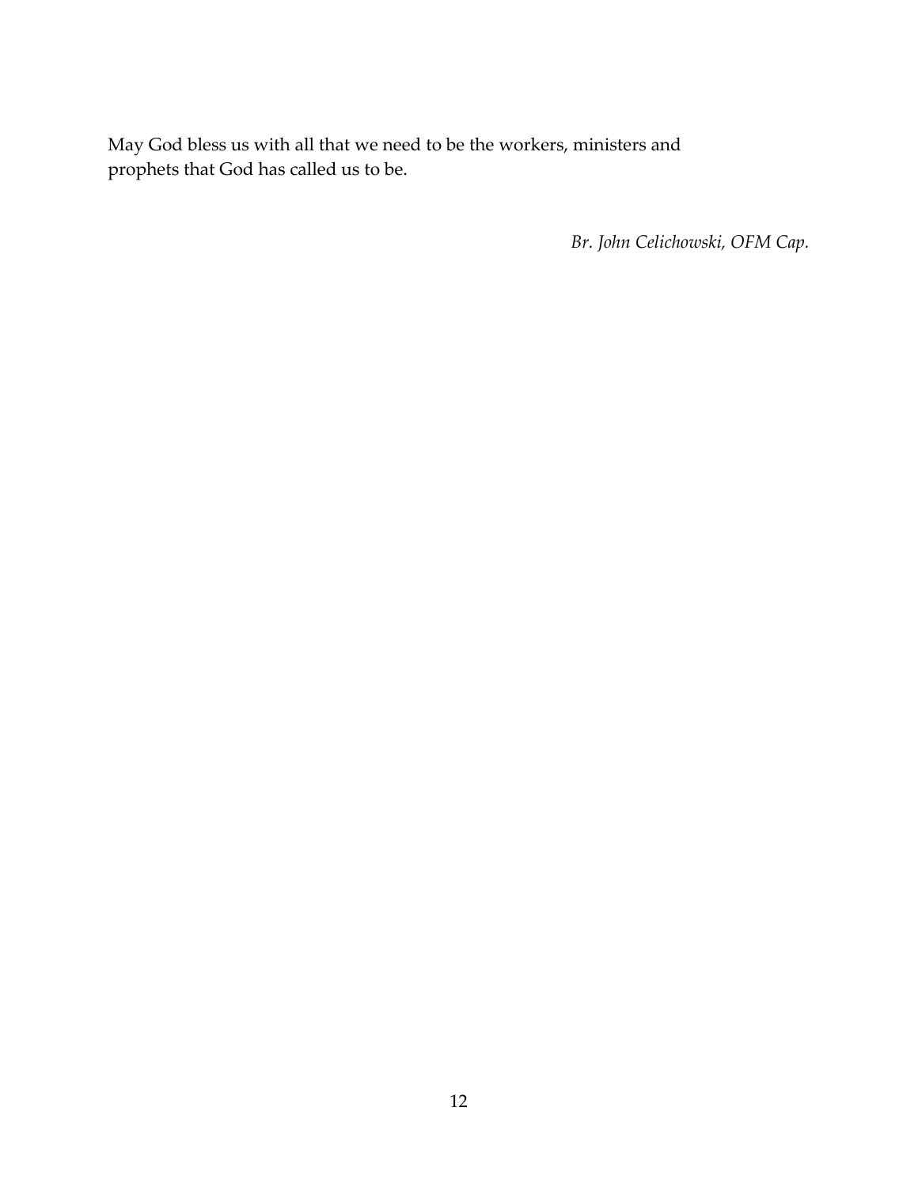May God bless us with all that we need to be the workers, ministers and prophets that God has called us to be.

*Br. John Celichowski, OFM Cap.*